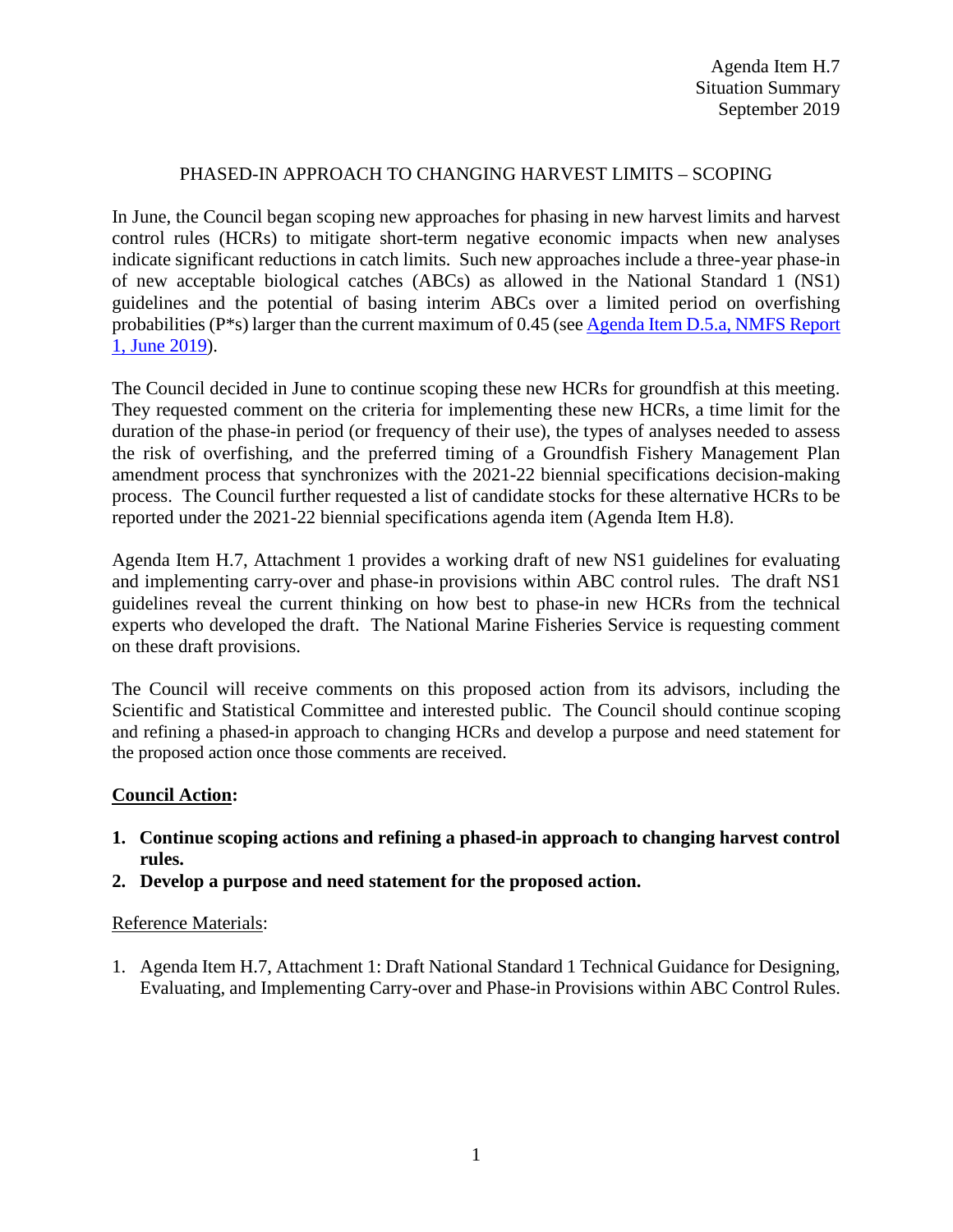Agenda Item H.7
Situation Summary
September 2019

# PHASED-IN APPROACH TO CHANGING HARVEST LIMITS – SCOPING

In June, the Council began scoping new approaches for phasing in new harvest limits and harvest control rules (HCRs) to mitigate short-term negative economic impacts when new analyses indicate significant reductions in catch limits. Such new approaches include a three-year phase-in of new acceptable biological catches (ABCs) as allowed in the National Standard 1 (NS1) guidelines and the potential of basing interim ABCs over a limited period on overfishing probabilities (P*s) larger than the current maximum of 0.45 (see [Agenda Item D.5.a, NMFS Report 1, June 2019](#)).

The Council decided in June to continue scoping these new HCRs for groundfish at this meeting. They requested comment on the criteria for implementing these new HCRs, a time limit for the duration of the phase-in period (or frequency of their use), the types of analyses needed to assess the risk of overfishing, and the preferred timing of a Groundfish Fishery Management Plan amendment process that synchronizes with the 2021-22 biennial specifications decision-making process. The Council further requested a list of candidate stocks for these alternative HCRs to be reported under the 2021-22 biennial specifications agenda item (Agenda Item H.8).

Agenda Item H.7, Attachment 1 provides a working draft of new NS1 guidelines for evaluating and implementing carry-over and phase-in provisions within ABC control rules. The draft NS1 guidelines reveal the current thinking on how best to phase-in new HCRs from the technical experts who developed the draft. The National Marine Fisheries Service is requesting comment on these draft provisions.

The Council will receive comments on this proposed action from its advisors, including the Scientific and Statistical Committee and interested public. The Council should continue scoping and refining a phased-in approach to changing HCRs and develop a purpose and need statement for the proposed action once those comments are received.

**Council Action:**

1. **Continue scoping actions and refining a phased-in approach to changing harvest control rules.**
2. **Develop a purpose and need statement for the proposed action.**

Reference Materials:

1. Agenda Item H.7, Attachment 1: Draft National Standard 1 Technical Guidance for Designing, Evaluating, and Implementing Carry-over and Phase-in Provisions within ABC Control Rules.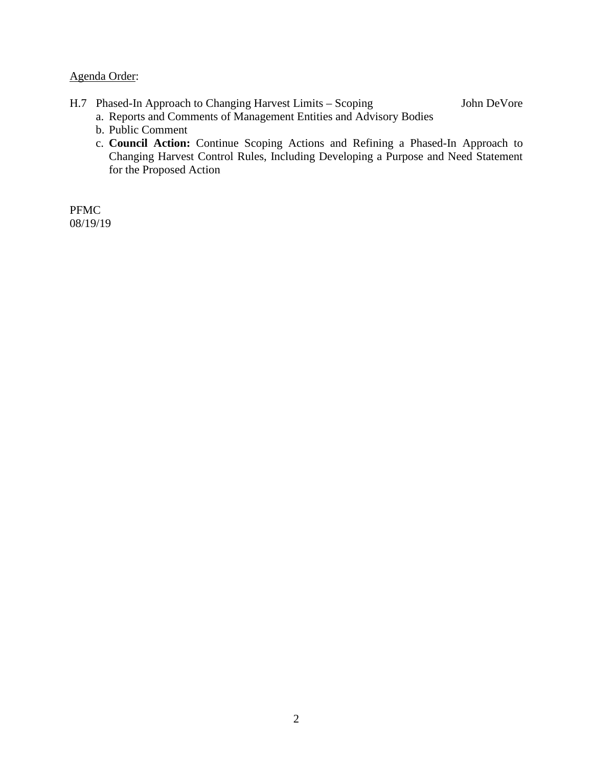<u>Agenda Order</u>:

H.7 Phased-In Approach to Changing Harvest Limits – Scoping John DeVore

a. Reports and Comments of Management Entities and Advisory Bodies
b. Public Comment
c. **Council Action:** Continue Scoping Actions and Refining a Phased-In Approach to Changing Harvest Control Rules, Including Developing a Purpose and Need Statement for the Proposed Action

PFMC
08/19/19